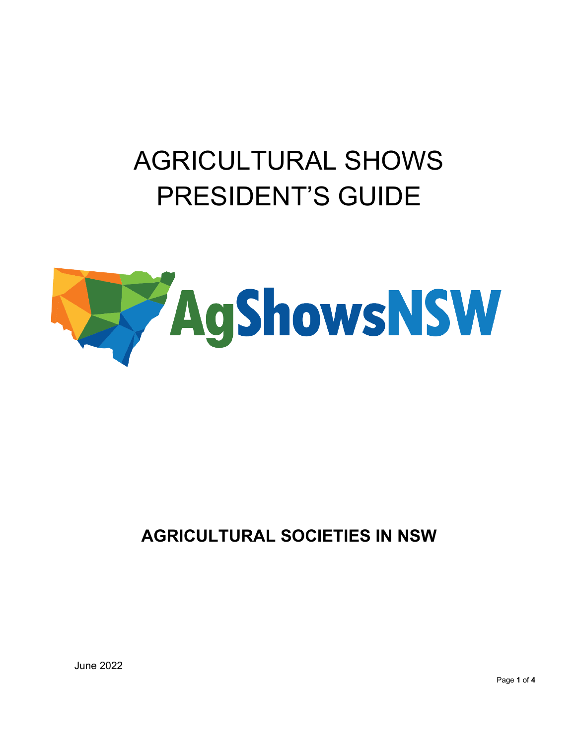# AGRICULTURAL SHOWS PRESIDENT'S GUIDE

AgShowsNSW

**AGRICULTURAL SOCIETIES IN NSW**

June 2022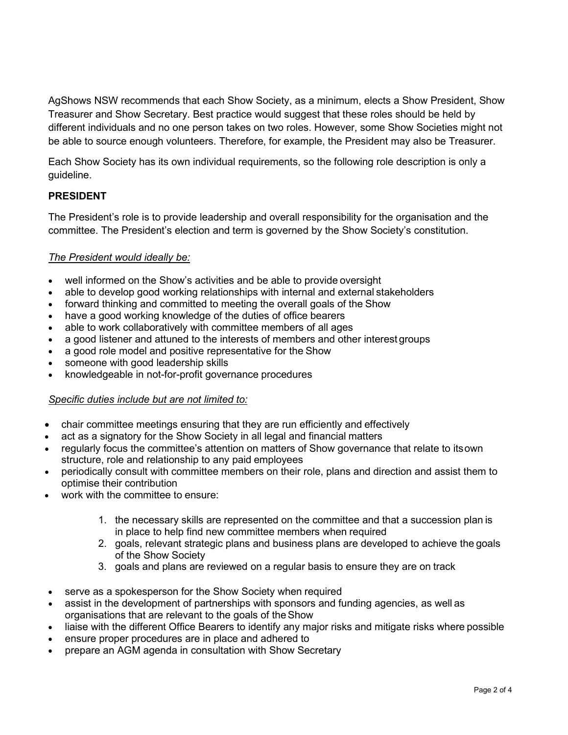AgShows NSW recommends that each Show Society, as a minimum, elects a Show President, Show Treasurer and Show Secretary. Best practice would suggest that these roles should be held by different individuals and no one person takes on two roles. However, some Show Societies might not be able to source enough volunteers. Therefore, for example, the President may also be Treasurer.

Each Show Society has its own individual requirements, so the following role description is only a guideline.

## PRESIDENT

The President's role is to provide leadership and overall responsibility for the organisation and the committee. The President's election and term is governed by the Show Society's constitution.

*The President would ideally be:*

- well informed on the Show's activities and be able to provide oversight
- able to develop good working relationships with internal and external stakeholders
- forward thinking and committed to meeting the overall goals of the Show
- have a good working knowledge of the duties of office bearers
- able to work collaboratively with committee members of all ages
- a good listener and attuned to the interests of members and other interest groups
- a good role model and positive representative for the Show
- someone with good leadership skills
- knowledgeable in not-for-profit governance procedures

*Specific duties include but are not limited to:*

- chair committee meetings ensuring that they are run efficiently and effectively
- act as a signatory for the Show Society in all legal and financial matters
- regularly focus the committee's attention on matters of Show governance that relate to its own structure, role and relationship to any paid employees
- periodically consult with committee members on their role, plans and direction and assist them to optimise their contribution
- work with the committee to ensure:
    1. the necessary skills are represented on the committee and that a succession plan is in place to help find new committee members when required
    2. goals, relevant strategic plans and business plans are developed to achieve the goals of the Show Society
    3. goals and plans are reviewed on a regular basis to ensure they are on track
- serve as a spokesperson for the Show Society when required
- assist in the development of partnerships with sponsors and funding agencies, as well as organisations that are relevant to the goals of the Show
- liaise with the different Office Bearers to identify any major risks and mitigate risks where possible
- ensure proper procedures are in place and adhered to
- prepare an AGM agenda in consultation with Show Secretary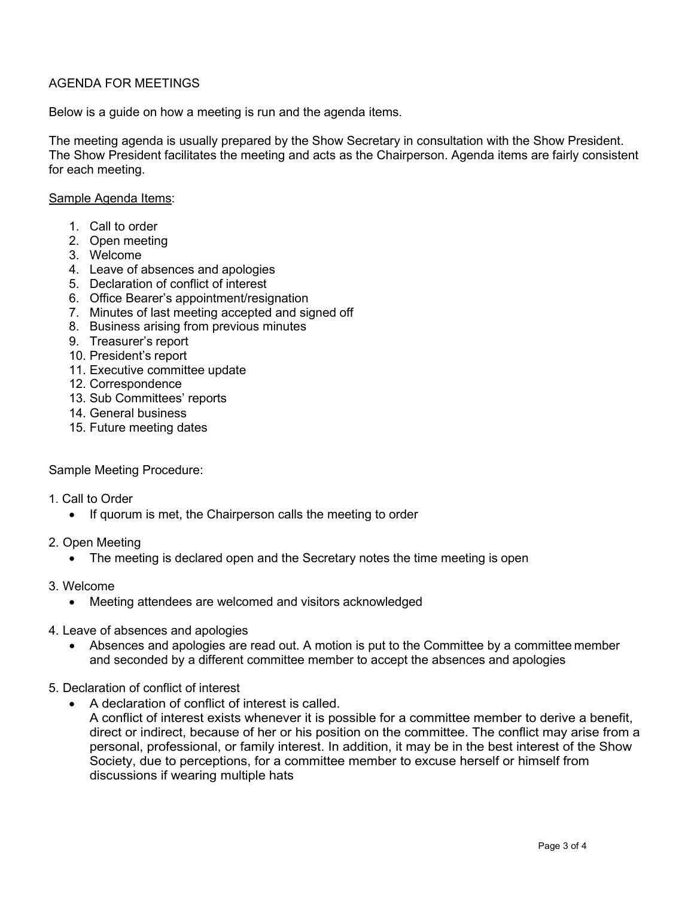# AGENDA FOR MEETINGS

Below is a guide on how a meeting is run and the agenda items.

The meeting agenda is usually prepared by the Show Secretary in consultation with the Show President. The Show President facilitates the meeting and acts as the Chairperson. Agenda items are fairly consistent for each meeting.

<u>Sample Agenda Items</u>:

1. Call to order
2. Open meeting
3. Welcome
4. Leave of absences and apologies
5. Declaration of conflict of interest
6. Office Bearer's appointment/resignation
7. Minutes of last meeting accepted and signed off
8. Business arising from previous minutes
9. Treasurer's report
10. President's report
11. Executive committee update
12. Correspondence
13. Sub Committees' reports
14. General business
15. Future meeting dates

Sample Meeting Procedure:

1. Call to Order
   - If quorum is met, the Chairperson calls the meeting to order

2. Open Meeting
   - The meeting is declared open and the Secretary notes the time meeting is open

3. Welcome
   - Meeting attendees are welcomed and visitors acknowledged

4. Leave of absences and apologies
   - Absences and apologies are read out. A motion is put to the Committee by a committee member and seconded by a different committee member to accept the absences and apologies

5. Declaration of conflict of interest
   - A declaration of conflict of interest is called.
     A conflict of interest exists whenever it is possible for a committee member to derive a benefit, direct or indirect, because of her or his position on the committee. The conflict may arise from a personal, professional, or family interest. In addition, it may be in the best interest of the Show Society, due to perceptions, for a committee member to excuse herself or himself from discussions if wearing multiple hats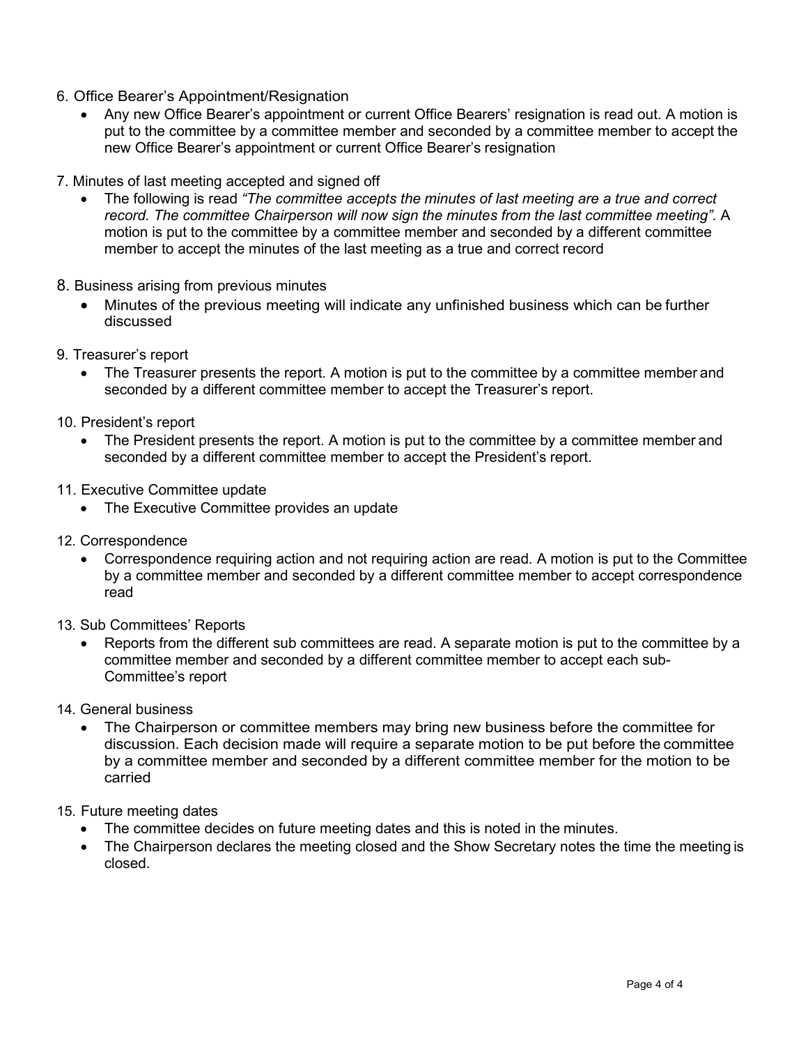6. Office Bearer's Appointment/Resignation
    - Any new Office Bearer's appointment or current Office Bearers' resignation is read out. A motion is put to the committee by a committee member and seconded by a committee member to accept the new Office Bearer's appointment or current Office Bearer's resignation

7. Minutes of last meeting accepted and signed off
    - The following is read *"The committee accepts the minutes of last meeting are a true and correct record. The committee Chairperson will now sign the minutes from the last committee meeting".* A motion is put to the committee by a committee member and seconded by a different committee member to accept the minutes of the last meeting as a true and correct record

8. Business arising from previous minutes
    - Minutes of the previous meeting will indicate any unfinished business which can be further discussed

9. Treasurer's report
    - The Treasurer presents the report. A motion is put to the committee by a committee member and seconded by a different committee member to accept the Treasurer's report.

10. President's report
    - The President presents the report. A motion is put to the committee by a committee member and seconded by a different committee member to accept the President's report.

11. Executive Committee update
    - The Executive Committee provides an update

12. Correspondence
    - Correspondence requiring action and not requiring action are read. A motion is put to the Committee by a committee member and seconded by a different committee member to accept correspondence read

13. Sub Committees' Reports
    - Reports from the different sub committees are read. A separate motion is put to the committee by a committee member and seconded by a different committee member to accept each sub-Committee's report

14. General business
    - The Chairperson or committee members may bring new business before the committee for discussion. Each decision made will require a separate motion to be put before the committee by a committee member and seconded by a different committee member for the motion to be carried

15. Future meeting dates
    - The committee decides on future meeting dates and this is noted in the minutes.
    - The Chairperson declares the meeting closed and the Show Secretary notes the time the meeting is closed.